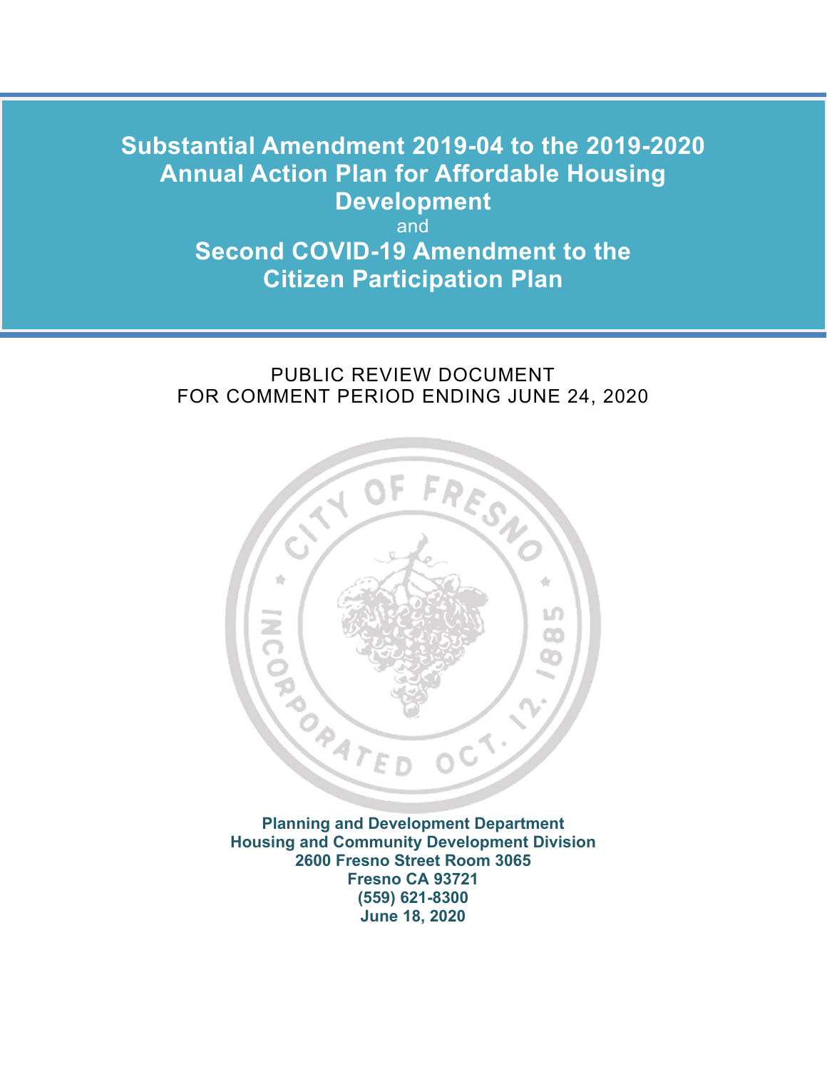# Substantial Amendment 2019-04 to the 2019-2020 Annual Action Plan for Affordable Housing Development

and

# Second COVID-19 Amendment to the Citizen Participation Plan

PUBLIC REVIEW DOCUMENT
FOR COMMENT PERIOD ENDING JUNE 24, 2020

**Planning and Development Department**
**Housing and Community Development Division**
**2600 Fresno Street Room 3065**
**Fresno CA 93721**
**(559) 621-8300**
**June 18, 2020**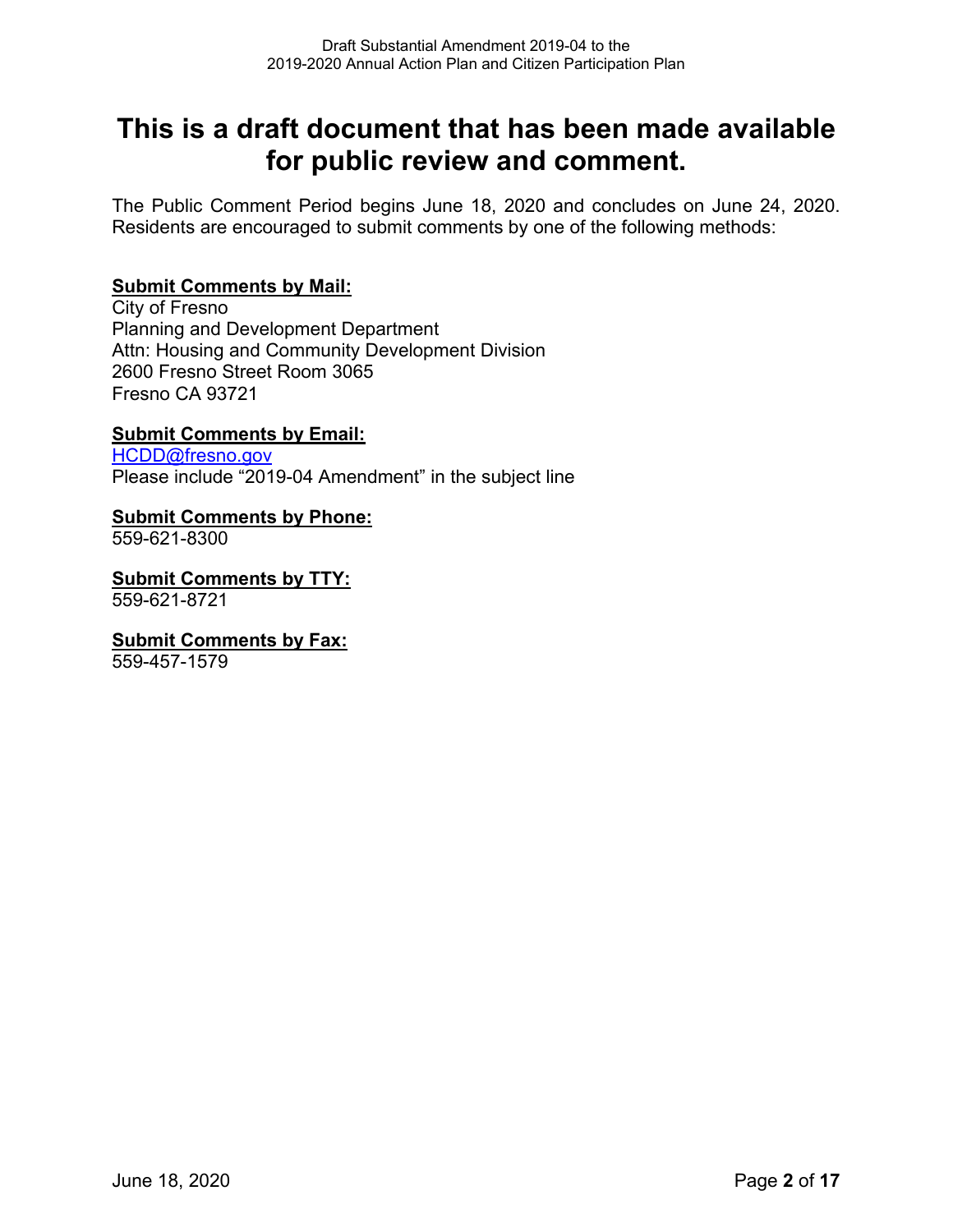# This is a draft document that has been made available for public review and comment.

The Public Comment Period begins June 18, 2020 and concludes on June 24, 2020. Residents are encouraged to submit comments by one of the following methods:

**Submit Comments by Mail:**
City of Fresno
Planning and Development Department
Attn: Housing and Community Development Division
2600 Fresno Street Room 3065
Fresno CA 93721

**Submit Comments by Email:**
HCDD@fresno.gov
Please include "2019-04 Amendment" in the subject line

**Submit Comments by Phone:**
559-621-8300

**Submit Comments by TTY:**
559-621-8721

**Submit Comments by Fax:**
559-457-1579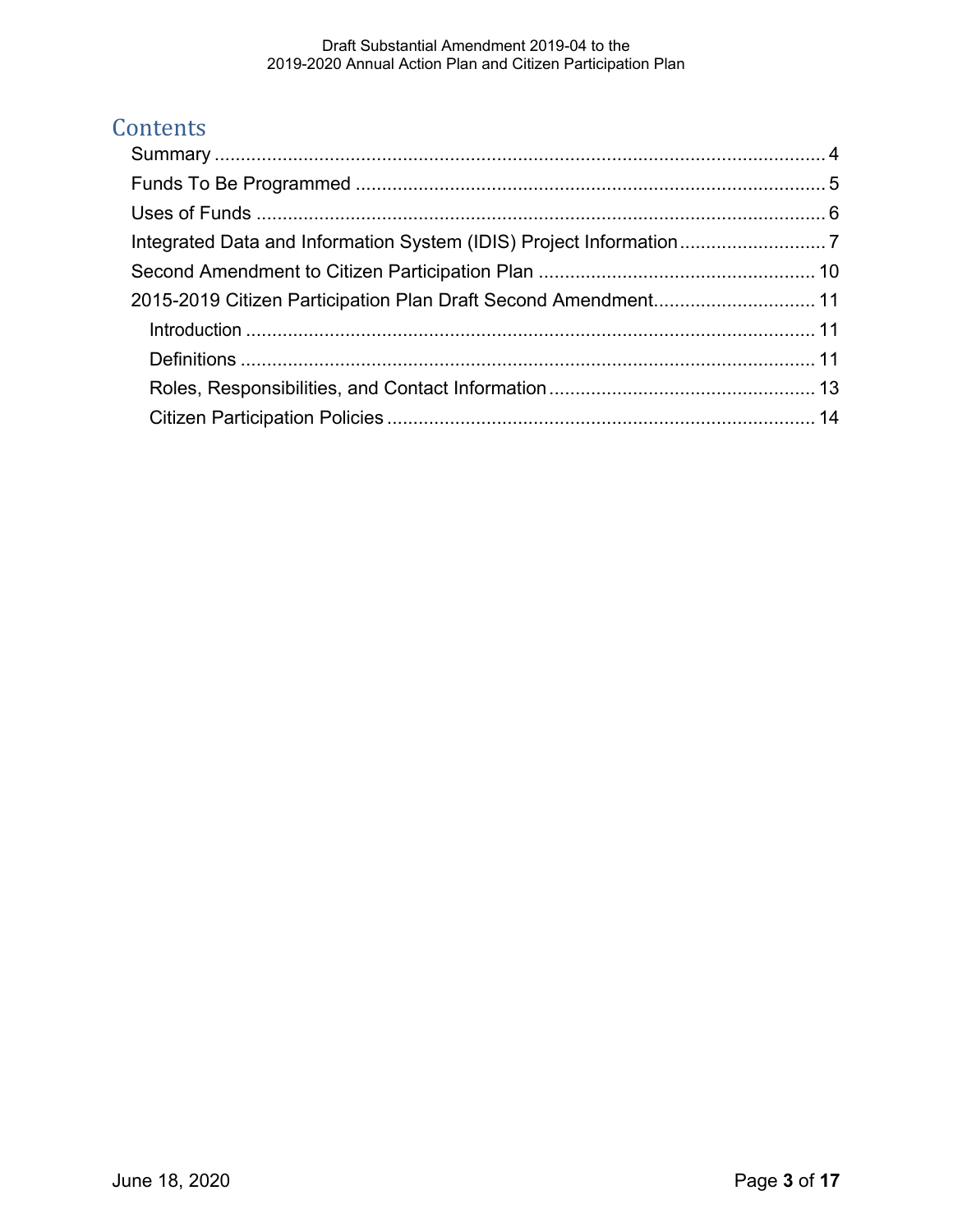# Contents

- Summary ..... 4
- Funds To Be Programmed ..... 5
- Uses of Funds ..... 6
- Integrated Data and Information System (IDIS) Project Information ..... 7
- Second Amendment to Citizen Participation Plan ..... 10
- 2015-2019 Citizen Participation Plan Draft Second Amendment ..... 11
  - Introduction ..... 11
  - Definitions ..... 11
  - Roles, Responsibilities, and Contact Information ..... 13
  - Citizen Participation Policies ..... 14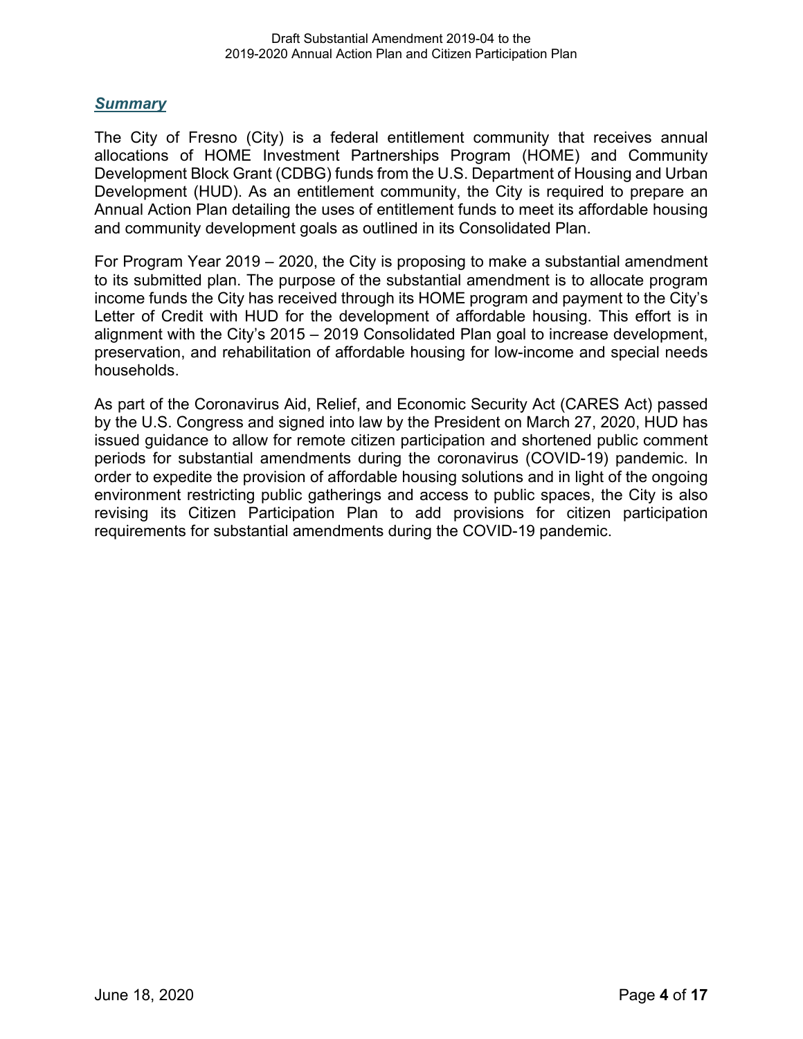## ***Summary***

The City of Fresno (City) is a federal entitlement community that receives annual allocations of HOME Investment Partnerships Program (HOME) and Community Development Block Grant (CDBG) funds from the U.S. Department of Housing and Urban Development (HUD). As an entitlement community, the City is required to prepare an Annual Action Plan detailing the uses of entitlement funds to meet its affordable housing and community development goals as outlined in its Consolidated Plan.

For Program Year 2019 – 2020, the City is proposing to make a substantial amendment to its submitted plan. The purpose of the substantial amendment is to allocate program income funds the City has received through its HOME program and payment to the City's Letter of Credit with HUD for the development of affordable housing. This effort is in alignment with the City's 2015 – 2019 Consolidated Plan goal to increase development, preservation, and rehabilitation of affordable housing for low-income and special needs households.

As part of the Coronavirus Aid, Relief, and Economic Security Act (CARES Act) passed by the U.S. Congress and signed into law by the President on March 27, 2020, HUD has issued guidance to allow for remote citizen participation and shortened public comment periods for substantial amendments during the coronavirus (COVID-19) pandemic. In order to expedite the provision of affordable housing solutions and in light of the ongoing environment restricting public gatherings and access to public spaces, the City is also revising its Citizen Participation Plan to add provisions for citizen participation requirements for substantial amendments during the COVID-19 pandemic.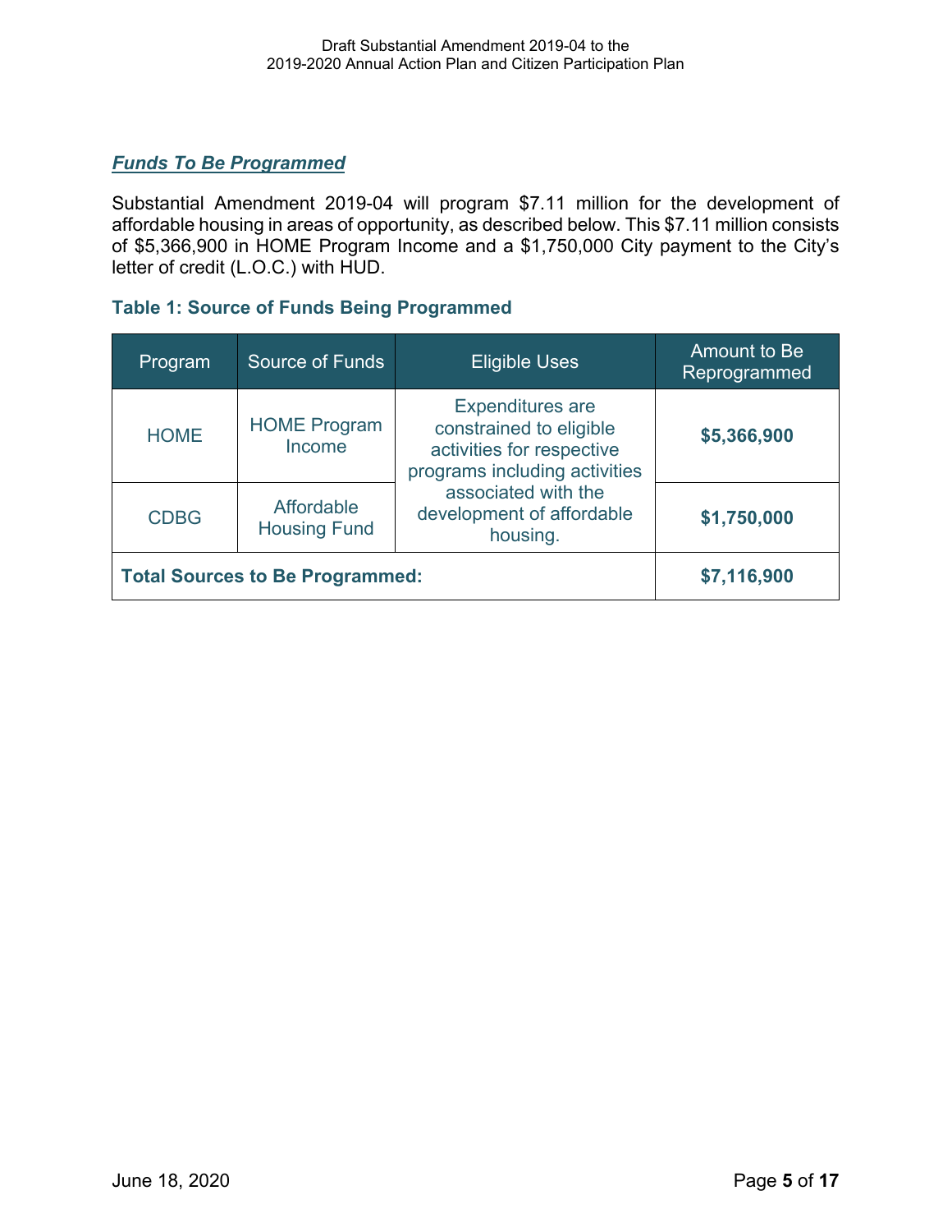***Funds To Be Programmed***

Substantial Amendment 2019-04 will program $7.11 million for the development of affordable housing in areas of opportunity, as described below. This $7.11 million consists of $5,366,900 in HOME Program Income and a $1,750,000 City payment to the City's letter of credit (L.O.C.) with HUD.

**Table 1: Source of Funds Being Programmed**

| Program | Source of Funds | Eligible Uses | Amount to Be Reprogrammed |
|---|---|---|---|
| HOME | HOME Program Income | Expenditures are constrained to eligible activities for respective programs including activities associated with the development of affordable housing. | **$5,366,900** |
| CDBG | Affordable Housing Fund | | **$1,750,000** |
| **Total Sources to Be Programmed:** | | | **$7,116,900** |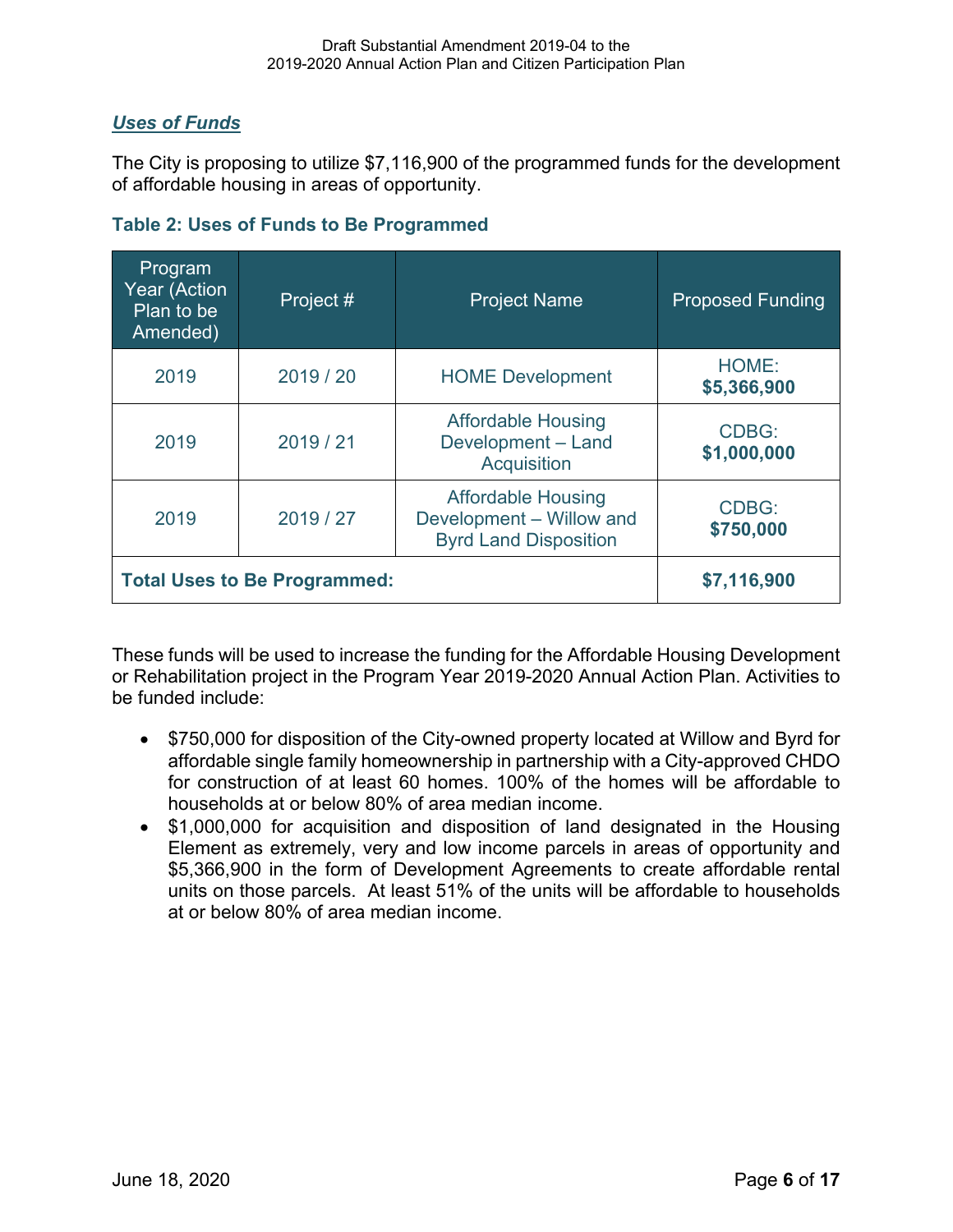## ***Uses of Funds***

The City is proposing to utilize $7,116,900 of the programmed funds for the development of affordable housing in areas of opportunity.

**Table 2: Uses of Funds to Be Programmed**

| Program Year (Action Plan to be Amended) | Project # | Project Name | Proposed Funding |
|---|---|---|---|
| 2019 | 2019 / 20 | HOME Development | HOME: **$5,366,900** |
| 2019 | 2019 / 21 | Affordable Housing Development – Land Acquisition | CDBG: **$1,000,000** |
| 2019 | 2019 / 27 | Affordable Housing Development – Willow and Byrd Land Disposition | CDBG: **$750,000** |
| **Total Uses to Be Programmed:** | | | **$7,116,900** |

These funds will be used to increase the funding for the Affordable Housing Development or Rehabilitation project in the Program Year 2019-2020 Annual Action Plan. Activities to be funded include:

- $750,000 for disposition of the City-owned property located at Willow and Byrd for affordable single family homeownership in partnership with a City-approved CHDO for construction of at least 60 homes. 100% of the homes will be affordable to households at or below 80% of area median income.
- $1,000,000 for acquisition and disposition of land designated in the Housing Element as extremely, very and low income parcels in areas of opportunity and $5,366,900 in the form of Development Agreements to create affordable rental units on those parcels. At least 51% of the units will be affordable to households at or below 80% of area median income.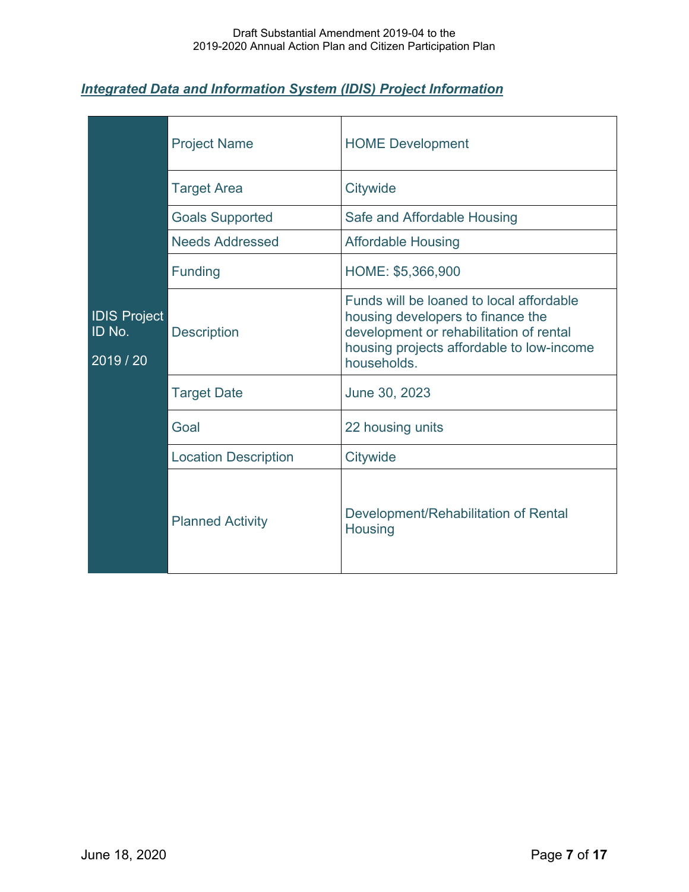***Integrated Data and Information System (IDIS) Project Information***

| IDIS Project ID No. 2019 / 20 | | |
|---|---|---|
| | Project Name | HOME Development |
| | Target Area | Citywide |
| | Goals Supported | Safe and Affordable Housing |
| | Needs Addressed | Affordable Housing |
| | Funding | HOME: $5,366,900 |
| | Description | Funds will be loaned to local affordable housing developers to finance the development or rehabilitation of rental housing projects affordable to low-income households. |
| | Target Date | June 30, 2023 |
| | Goal | 22 housing units |
| | Location Description | Citywide |
| | Planned Activity | Development/Rehabilitation of Rental Housing |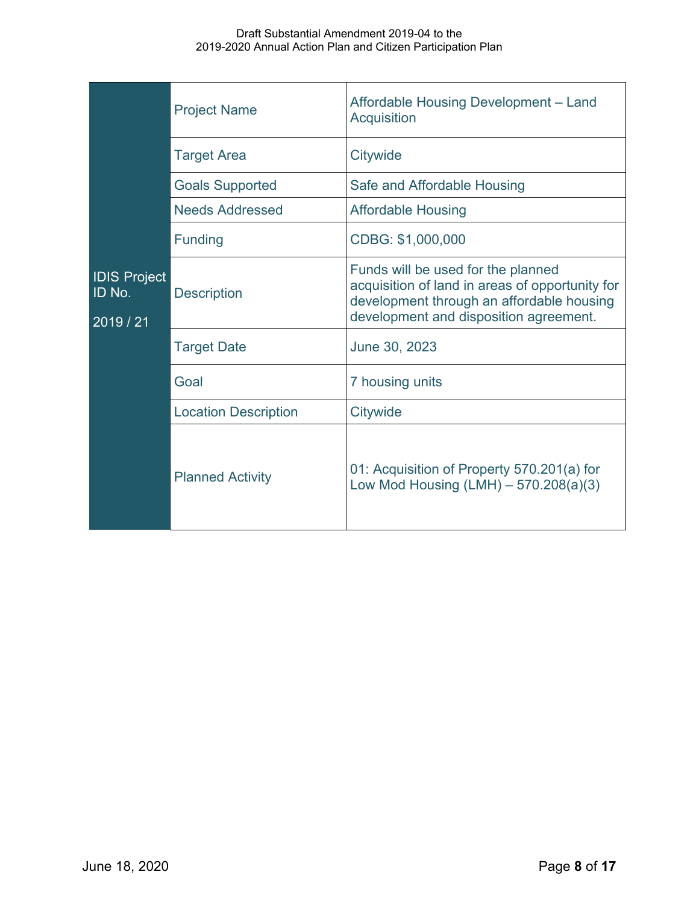| IDIS Project ID No. 2019 / 21 | | |
|---|---|---|
| | Project Name | Affordable Housing Development – Land Acquisition |
| | Target Area | Citywide |
| | Goals Supported | Safe and Affordable Housing |
| | Needs Addressed | Affordable Housing |
| | Funding | CDBG: $1,000,000 |
| | Description | Funds will be used for the planned acquisition of land in areas of opportunity for development through an affordable housing development and disposition agreement. |
| | Target Date | June 30, 2023 |
| | Goal | 7 housing units |
| | Location Description | Citywide |
| | Planned Activity | 01: Acquisition of Property 570.201(a) for Low Mod Housing (LMH) – 570.208(a)(3) |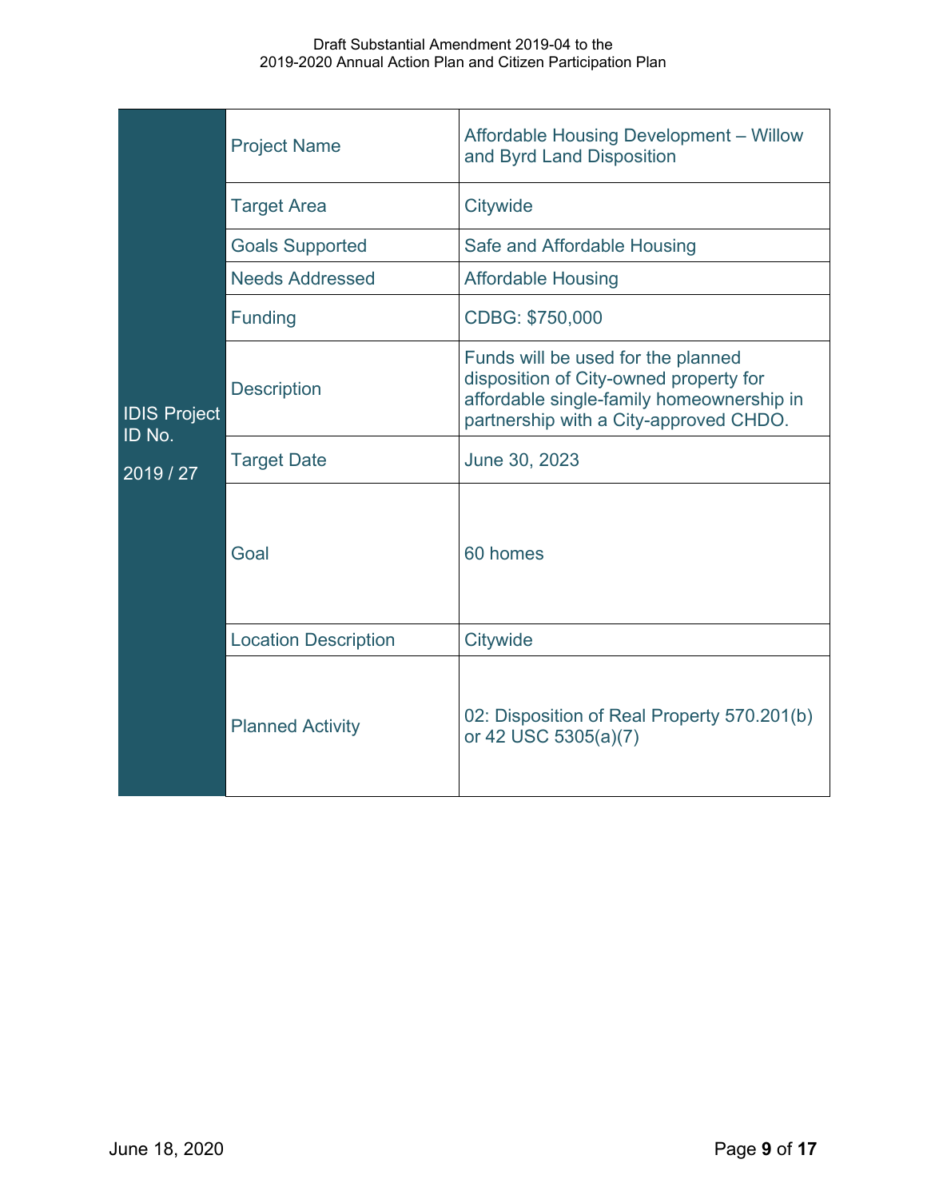| IDIS Project ID No. 2019 / 27 | | |
|---|---|---|
| | Project Name | Affordable Housing Development – Willow and Byrd Land Disposition |
| | Target Area | Citywide |
| | Goals Supported | Safe and Affordable Housing |
| | Needs Addressed | Affordable Housing |
| | Funding | CDBG: $750,000 |
| | Description | Funds will be used for the planned disposition of City-owned property for affordable single-family homeownership in partnership with a City-approved CHDO. |
| | Target Date | June 30, 2023 |
| | Goal | 60 homes |
| | Location Description | Citywide |
| | Planned Activity | 02: Disposition of Real Property 570.201(b) or 42 USC 5305(a)(7) |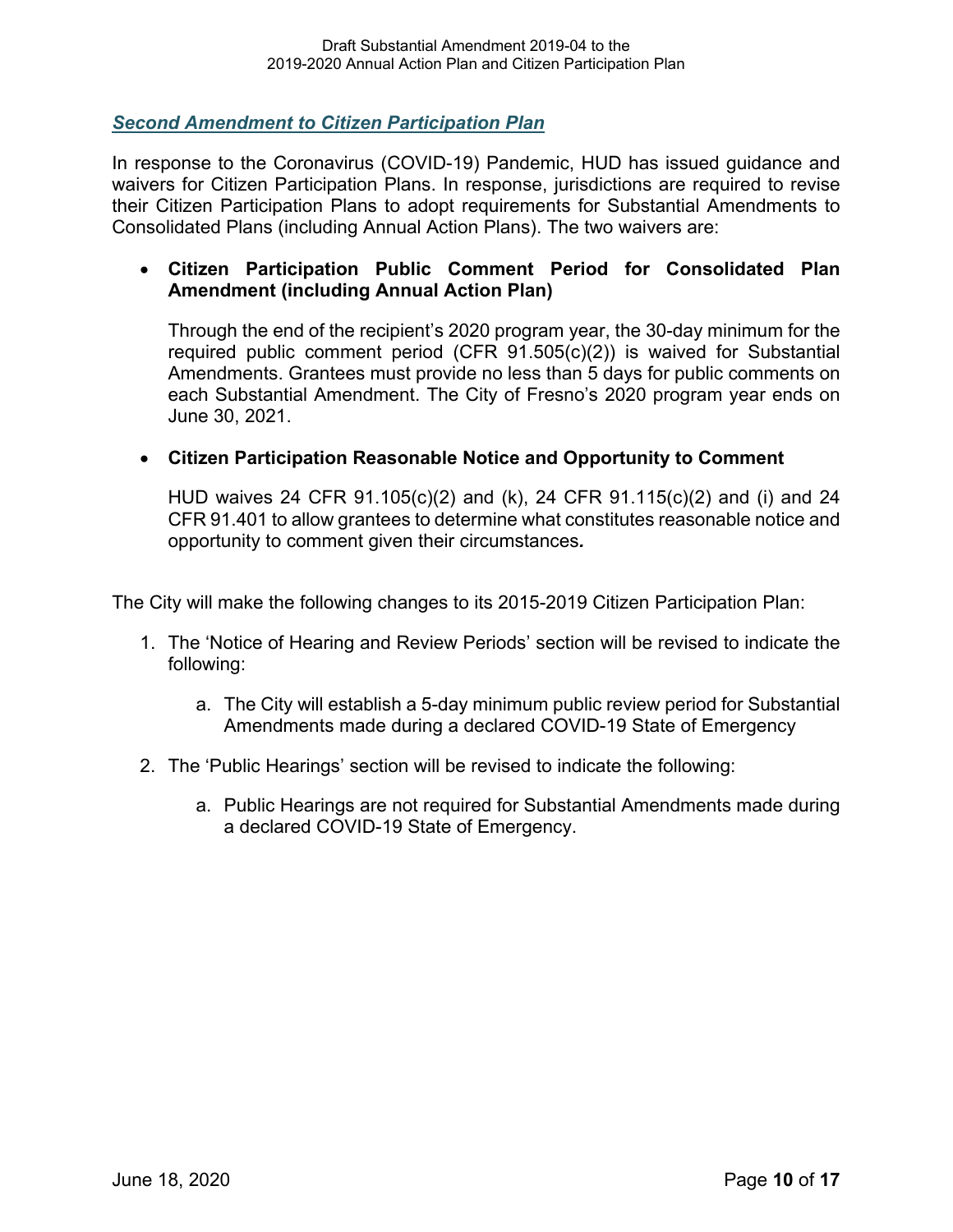## ***Second Amendment to Citizen Participation Plan***

In response to the Coronavirus (COVID-19) Pandemic, HUD has issued guidance and waivers for Citizen Participation Plans. In response, jurisdictions are required to revise their Citizen Participation Plans to adopt requirements for Substantial Amendments to Consolidated Plans (including Annual Action Plans). The two waivers are:

- **Citizen Participation Public Comment Period for Consolidated Plan Amendment (including Annual Action Plan)**

  Through the end of the recipient's 2020 program year, the 30-day minimum for the required public comment period (CFR 91.505(c)(2)) is waived for Substantial Amendments. Grantees must provide no less than 5 days for public comments on each Substantial Amendment. The City of Fresno's 2020 program year ends on June 30, 2021.

- **Citizen Participation Reasonable Notice and Opportunity to Comment**

  HUD waives 24 CFR 91.105(c)(2) and (k), 24 CFR 91.115(c)(2) and (i) and 24 CFR 91.401 to allow grantees to determine what constitutes reasonable notice and opportunity to comment given their circumstances***.***

The City will make the following changes to its 2015-2019 Citizen Participation Plan:

1. The 'Notice of Hearing and Review Periods' section will be revised to indicate the following:
    a. The City will establish a 5-day minimum public review period for Substantial Amendments made during a declared COVID-19 State of Emergency
2. The 'Public Hearings' section will be revised to indicate the following:
    a. Public Hearings are not required for Substantial Amendments made during a declared COVID-19 State of Emergency.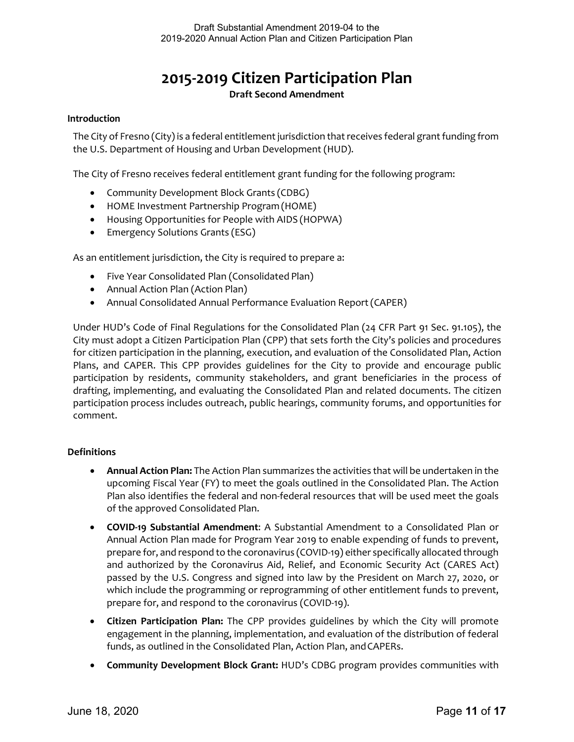# 2015-2019 Citizen Participation Plan

**Draft Second Amendment**

### Introduction

The City of Fresno (City) is a federal entitlement jurisdiction that receives federal grant funding from the U.S. Department of Housing and Urban Development (HUD).

The City of Fresno receives federal entitlement grant funding for the following program:

- Community Development Block Grants (CDBG)
- HOME Investment Partnership Program (HOME)
- Housing Opportunities for People with AIDS (HOPWA)
- Emergency Solutions Grants (ESG)

As an entitlement jurisdiction, the City is required to prepare a:

- Five Year Consolidated Plan (Consolidated Plan)
- Annual Action Plan (Action Plan)
- Annual Consolidated Annual Performance Evaluation Report (CAPER)

Under HUD's Code of Final Regulations for the Consolidated Plan (24 CFR Part 91 Sec. 91.105), the City must adopt a Citizen Participation Plan (CPP) that sets forth the City's policies and procedures for citizen participation in the planning, execution, and evaluation of the Consolidated Plan, Action Plans, and CAPER. This CPP provides guidelines for the City to provide and encourage public participation by residents, community stakeholders, and grant beneficiaries in the process of drafting, implementing, and evaluating the Consolidated Plan and related documents. The citizen participation process includes outreach, public hearings, community forums, and opportunities for comment.

### Definitions

- **Annual Action Plan:** The Action Plan summarizes the activities that will be undertaken in the upcoming Fiscal Year (FY) to meet the goals outlined in the Consolidated Plan. The Action Plan also identifies the federal and non-federal resources that will be used meet the goals of the approved Consolidated Plan.
- **COVID-19 Substantial Amendment**: A Substantial Amendment to a Consolidated Plan or Annual Action Plan made for Program Year 2019 to enable expending of funds to prevent, prepare for, and respond to the coronavirus (COVID-19) either specifically allocated through and authorized by the Coronavirus Aid, Relief, and Economic Security Act (CARES Act) passed by the U.S. Congress and signed into law by the President on March 27, 2020, or which include the programming or reprogramming of other entitlement funds to prevent, prepare for, and respond to the coronavirus (COVID-19).
- **Citizen Participation Plan:** The CPP provides guidelines by which the City will promote engagement in the planning, implementation, and evaluation of the distribution of federal funds, as outlined in the Consolidated Plan, Action Plan, and CAPERs.
- **Community Development Block Grant:** HUD's CDBG program provides communities with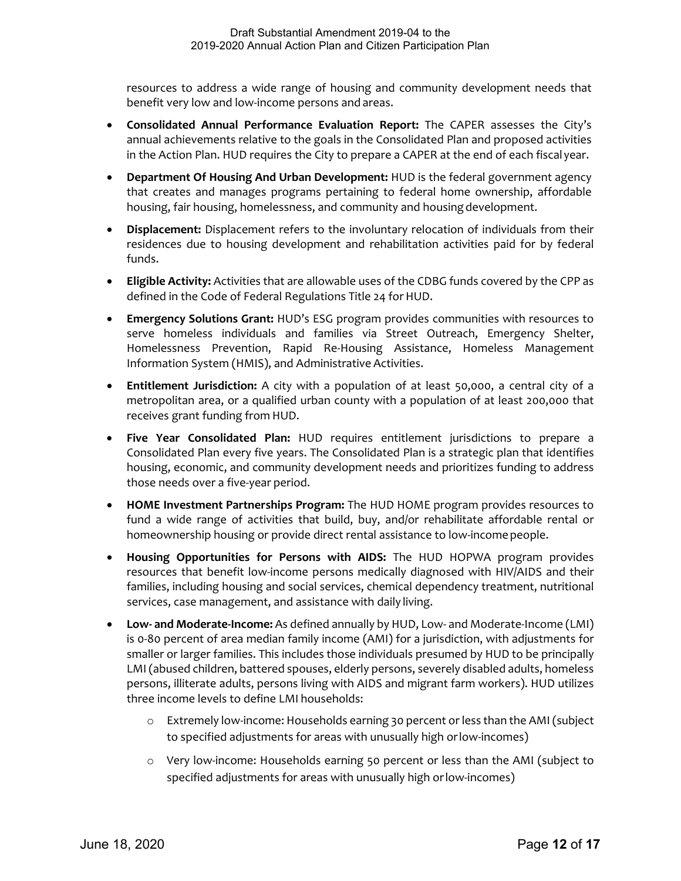resources to address a wide range of housing and community development needs that benefit very low and low-income persons and areas.

- **Consolidated Annual Performance Evaluation Report:** The CAPER assesses the City's annual achievements relative to the goals in the Consolidated Plan and proposed activities in the Action Plan. HUD requires the City to prepare a CAPER at the end of each fiscal year.
- **Department Of Housing And Urban Development:** HUD is the federal government agency that creates and manages programs pertaining to federal home ownership, affordable housing, fair housing, homelessness, and community and housing development.
- **Displacement:** Displacement refers to the involuntary relocation of individuals from their residences due to housing development and rehabilitation activities paid for by federal funds.
- **Eligible Activity:** Activities that are allowable uses of the CDBG funds covered by the CPP as defined in the Code of Federal Regulations Title 24 for HUD.
- **Emergency Solutions Grant:** HUD's ESG program provides communities with resources to serve homeless individuals and families via Street Outreach, Emergency Shelter, Homelessness Prevention, Rapid Re-Housing Assistance, Homeless Management Information System (HMIS), and Administrative Activities.
- **Entitlement Jurisdiction:** A city with a population of at least 50,000, a central city of a metropolitan area, or a qualified urban county with a population of at least 200,000 that receives grant funding from HUD.
- **Five Year Consolidated Plan:** HUD requires entitlement jurisdictions to prepare a Consolidated Plan every five years. The Consolidated Plan is a strategic plan that identifies housing, economic, and community development needs and prioritizes funding to address those needs over a five-year period.
- **HOME Investment Partnerships Program:** The HUD HOME program provides resources to fund a wide range of activities that build, buy, and/or rehabilitate affordable rental or homeownership housing or provide direct rental assistance to low-income people.
- **Housing Opportunities for Persons with AIDS:** The HUD HOPWA program provides resources that benefit low-income persons medically diagnosed with HIV/AIDS and their families, including housing and social services, chemical dependency treatment, nutritional services, case management, and assistance with daily living.
- **Low- and Moderate-Income:** As defined annually by HUD, Low- and Moderate-Income (LMI) is 0-80 percent of area median family income (AMI) for a jurisdiction, with adjustments for smaller or larger families. This includes those individuals presumed by HUD to be principally LMI (abused children, battered spouses, elderly persons, severely disabled adults, homeless persons, illiterate adults, persons living with AIDS and migrant farm workers). HUD utilizes three income levels to define LMI households:
  - Extremely low-income: Households earning 30 percent or less than the AMI (subject to specified adjustments for areas with unusually high or low-incomes)
  - Very low-income: Households earning 50 percent or less than the AMI (subject to specified adjustments for areas with unusually high or low-incomes)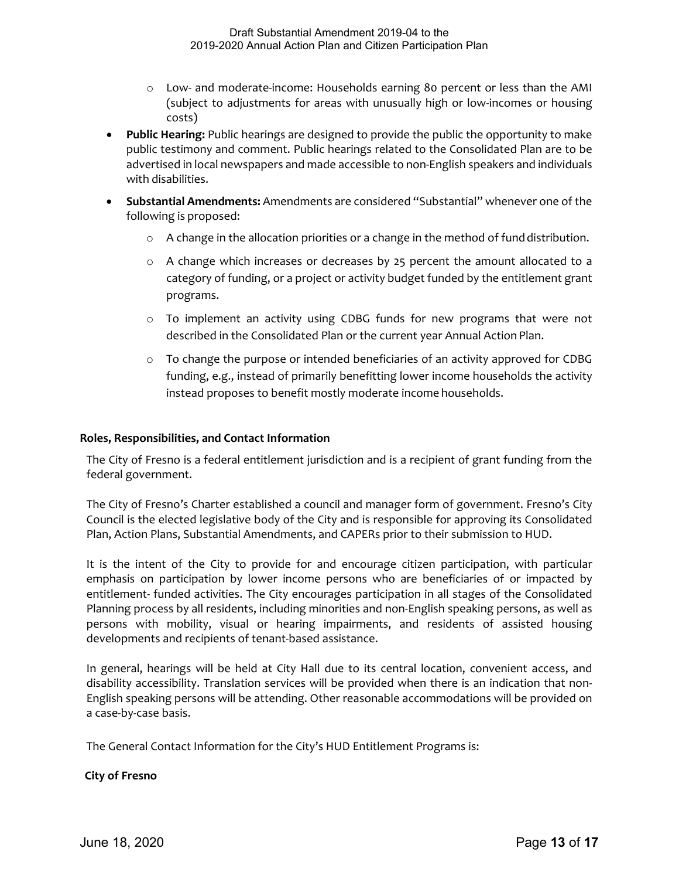- Low- and moderate-income: Households earning 80 percent or less than the AMI (subject to adjustments for areas with unusually high or low-incomes or housing costs)

- **Public Hearing:** Public hearings are designed to provide the public the opportunity to make public testimony and comment. Public hearings related to the Consolidated Plan are to be advertised in local newspapers and made accessible to non-English speakers and individuals with disabilities.
- **Substantial Amendments:** Amendments are considered "Substantial" whenever one of the following is proposed:
  - A change in the allocation priorities or a change in the method of fund distribution.
  - A change which increases or decreases by 25 percent the amount allocated to a category of funding, or a project or activity budget funded by the entitlement grant programs.
  - To implement an activity using CDBG funds for new programs that were not described in the Consolidated Plan or the current year Annual Action Plan.
  - To change the purpose or intended beneficiaries of an activity approved for CDBG funding, e.g., instead of primarily benefitting lower income households the activity instead proposes to benefit mostly moderate income households.

**Roles, Responsibilities, and Contact Information**

The City of Fresno is a federal entitlement jurisdiction and is a recipient of grant funding from the federal government.

The City of Fresno's Charter established a council and manager form of government. Fresno's City Council is the elected legislative body of the City and is responsible for approving its Consolidated Plan, Action Plans, Substantial Amendments, and CAPERs prior to their submission to HUD.

It is the intent of the City to provide for and encourage citizen participation, with particular emphasis on participation by lower income persons who are beneficiaries of or impacted by entitlement- funded activities. The City encourages participation in all stages of the Consolidated Planning process by all residents, including minorities and non-English speaking persons, as well as persons with mobility, visual or hearing impairments, and residents of assisted housing developments and recipients of tenant-based assistance.

In general, hearings will be held at City Hall due to its central location, convenient access, and disability accessibility. Translation services will be provided when there is an indication that non-English speaking persons will be attending. Other reasonable accommodations will be provided on a case-by-case basis.

The General Contact Information for the City's HUD Entitlement Programs is:

**City of Fresno**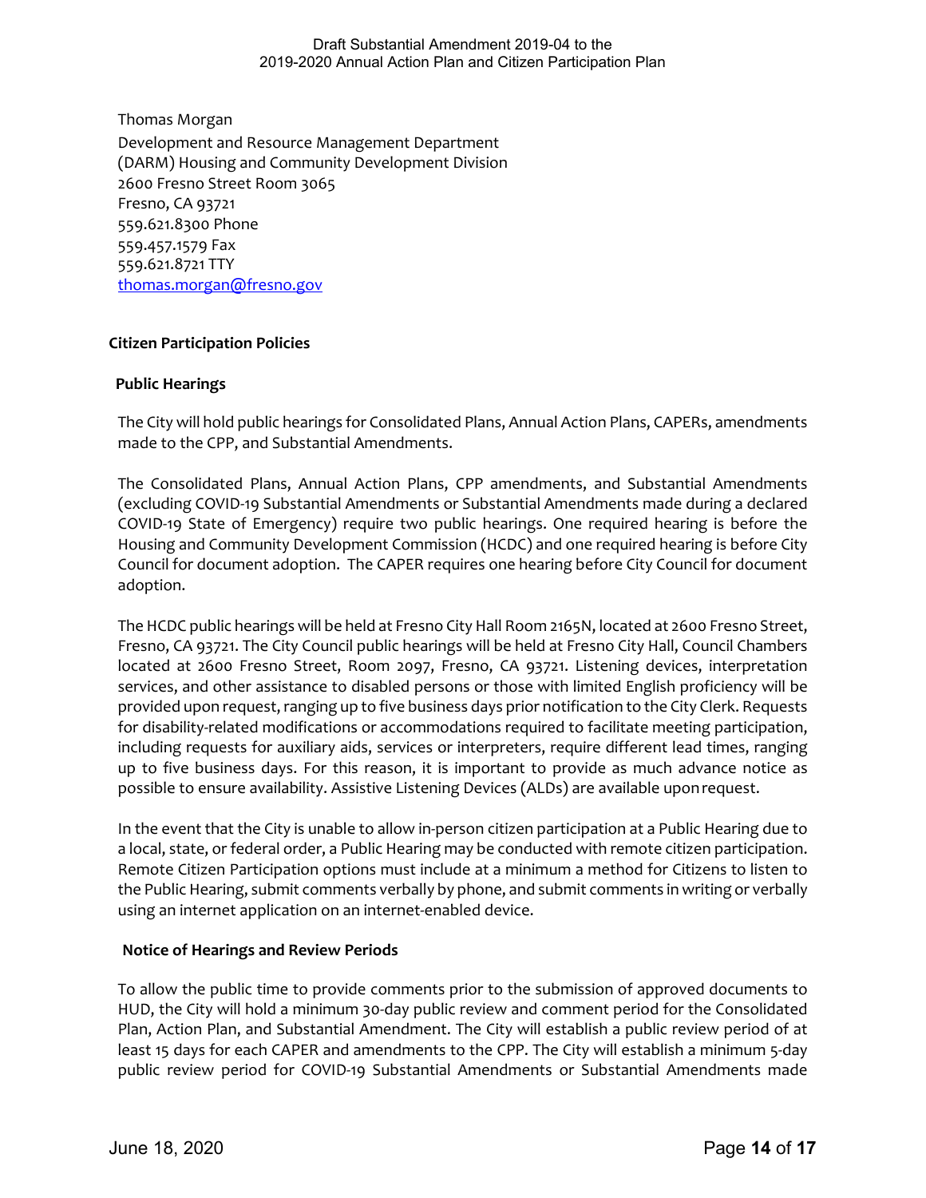Thomas Morgan
Development and Resource Management Department
(DARM) Housing and Community Development Division
2600 Fresno Street Room 3065
Fresno, CA 93721
559.621.8300 Phone
559.457.1579 Fax
559.621.8721 TTY
thomas.morgan@fresno.gov

## Citizen Participation Policies

### Public Hearings

The City will hold public hearings for Consolidated Plans, Annual Action Plans, CAPERs, amendments made to the CPP, and Substantial Amendments.

The Consolidated Plans, Annual Action Plans, CPP amendments, and Substantial Amendments (excluding COVID-19 Substantial Amendments or Substantial Amendments made during a declared COVID-19 State of Emergency) require two public hearings. One required hearing is before the Housing and Community Development Commission (HCDC) and one required hearing is before City Council for document adoption. The CAPER requires one hearing before City Council for document adoption.

The HCDC public hearings will be held at Fresno City Hall Room 2165N, located at 2600 Fresno Street, Fresno, CA 93721. The City Council public hearings will be held at Fresno City Hall, Council Chambers located at 2600 Fresno Street, Room 2097, Fresno, CA 93721. Listening devices, interpretation services, and other assistance to disabled persons or those with limited English proficiency will be provided upon request, ranging up to five business days prior notification to the City Clerk. Requests for disability-related modifications or accommodations required to facilitate meeting participation, including requests for auxiliary aids, services or interpreters, require different lead times, ranging up to five business days. For this reason, it is important to provide as much advance notice as possible to ensure availability. Assistive Listening Devices (ALDs) are available upon request.

In the event that the City is unable to allow in-person citizen participation at a Public Hearing due to a local, state, or federal order, a Public Hearing may be conducted with remote citizen participation. Remote Citizen Participation options must include at a minimum a method for Citizens to listen to the Public Hearing, submit comments verbally by phone, and submit comments in writing or verbally using an internet application on an internet-enabled device.

### Notice of Hearings and Review Periods

To allow the public time to provide comments prior to the submission of approved documents to HUD, the City will hold a minimum 30-day public review and comment period for the Consolidated Plan, Action Plan, and Substantial Amendment. The City will establish a public review period of at least 15 days for each CAPER and amendments to the CPP. The City will establish a minimum 5-day public review period for COVID-19 Substantial Amendments or Substantial Amendments made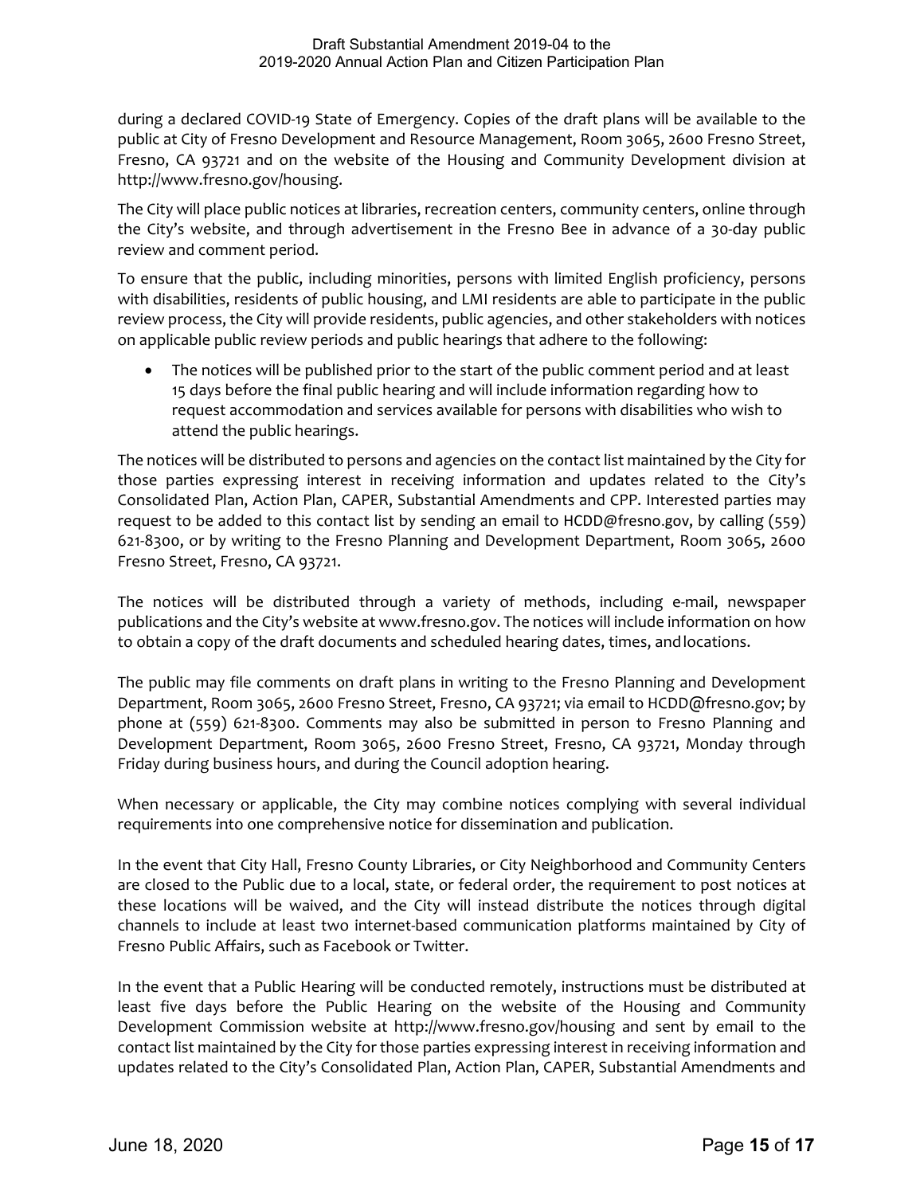during a declared COVID-19 State of Emergency. Copies of the draft plans will be available to the public at City of Fresno Development and Resource Management, Room 3065, 2600 Fresno Street, Fresno, CA 93721 and on the website of the Housing and Community Development division at http://www.fresno.gov/housing.

The City will place public notices at libraries, recreation centers, community centers, online through the City's website, and through advertisement in the Fresno Bee in advance of a 30-day public review and comment period.

To ensure that the public, including minorities, persons with limited English proficiency, persons with disabilities, residents of public housing, and LMI residents are able to participate in the public review process, the City will provide residents, public agencies, and other stakeholders with notices on applicable public review periods and public hearings that adhere to the following:

- The notices will be published prior to the start of the public comment period and at least 15 days before the final public hearing and will include information regarding how to request accommodation and services available for persons with disabilities who wish to attend the public hearings.

The notices will be distributed to persons and agencies on the contact list maintained by the City for those parties expressing interest in receiving information and updates related to the City's Consolidated Plan, Action Plan, CAPER, Substantial Amendments and CPP. Interested parties may request to be added to this contact list by sending an email to HCDD@fresno.gov, by calling (559) 621-8300, or by writing to the Fresno Planning and Development Department, Room 3065, 2600 Fresno Street, Fresno, CA 93721.

The notices will be distributed through a variety of methods, including e-mail, newspaper publications and the City's website at www.fresno.gov. The notices will include information on how to obtain a copy of the draft documents and scheduled hearing dates, times, and locations.

The public may file comments on draft plans in writing to the Fresno Planning and Development Department, Room 3065, 2600 Fresno Street, Fresno, CA 93721; via email to HCDD@fresno.gov; by phone at (559) 621-8300. Comments may also be submitted in person to Fresno Planning and Development Department, Room 3065, 2600 Fresno Street, Fresno, CA 93721, Monday through Friday during business hours, and during the Council adoption hearing.

When necessary or applicable, the City may combine notices complying with several individual requirements into one comprehensive notice for dissemination and publication.

In the event that City Hall, Fresno County Libraries, or City Neighborhood and Community Centers are closed to the Public due to a local, state, or federal order, the requirement to post notices at these locations will be waived, and the City will instead distribute the notices through digital channels to include at least two internet-based communication platforms maintained by City of Fresno Public Affairs, such as Facebook or Twitter.

In the event that a Public Hearing will be conducted remotely, instructions must be distributed at least five days before the Public Hearing on the website of the Housing and Community Development Commission website at http://www.fresno.gov/housing and sent by email to the contact list maintained by the City for those parties expressing interest in receiving information and updates related to the City's Consolidated Plan, Action Plan, CAPER, Substantial Amendments and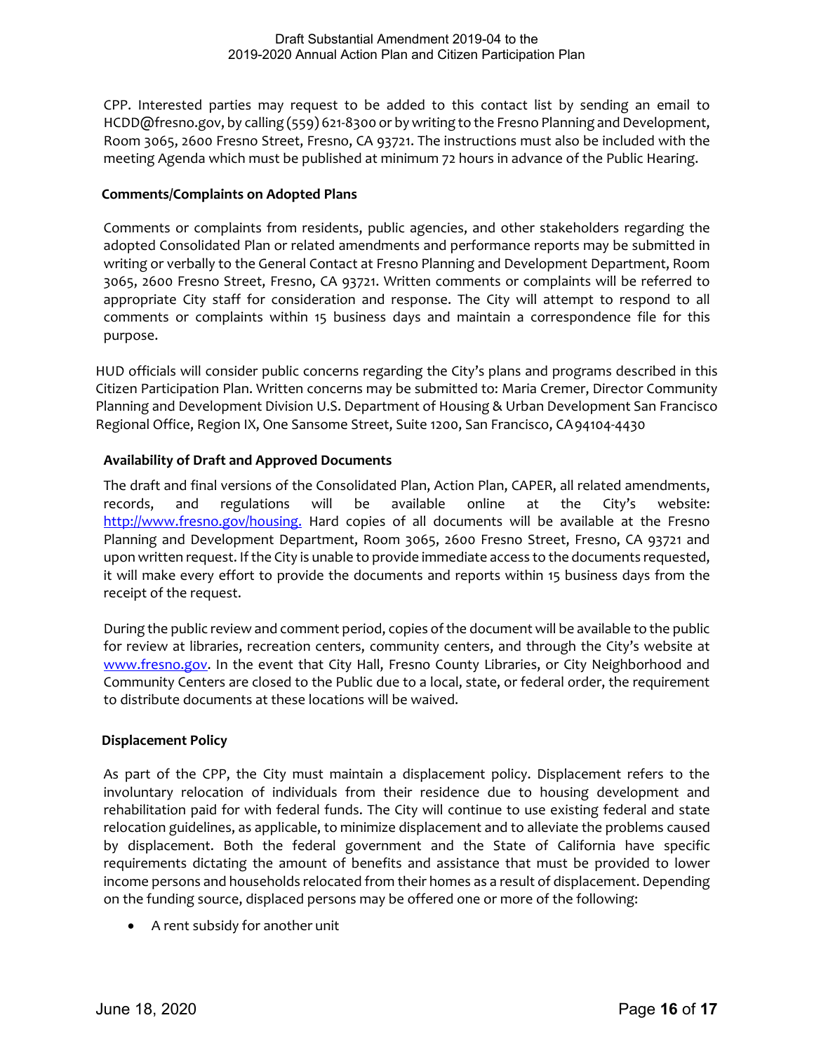CPP. Interested parties may request to be added to this contact list by sending an email to HCDD@fresno.gov, by calling (559) 621-8300 or by writing to the Fresno Planning and Development, Room 3065, 2600 Fresno Street, Fresno, CA 93721. The instructions must also be included with the meeting Agenda which must be published at minimum 72 hours in advance of the Public Hearing.

**Comments/Complaints on Adopted Plans**

Comments or complaints from residents, public agencies, and other stakeholders regarding the adopted Consolidated Plan or related amendments and performance reports may be submitted in writing or verbally to the General Contact at Fresno Planning and Development Department, Room 3065, 2600 Fresno Street, Fresno, CA 93721. Written comments or complaints will be referred to appropriate City staff for consideration and response. The City will attempt to respond to all comments or complaints within 15 business days and maintain a correspondence file for this purpose.

HUD officials will consider public concerns regarding the City's plans and programs described in this Citizen Participation Plan. Written concerns may be submitted to: Maria Cremer, Director Community Planning and Development Division U.S. Department of Housing & Urban Development San Francisco Regional Office, Region IX, One Sansome Street, Suite 1200, San Francisco, CA 94104-4430

**Availability of Draft and Approved Documents**

The draft and final versions of the Consolidated Plan, Action Plan, CAPER, all related amendments, records, and regulations will be available online at the City's website: http://www.fresno.gov/housing. Hard copies of all documents will be available at the Fresno Planning and Development Department, Room 3065, 2600 Fresno Street, Fresno, CA 93721 and upon written request. If the City is unable to provide immediate access to the documents requested, it will make every effort to provide the documents and reports within 15 business days from the receipt of the request.

During the public review and comment period, copies of the document will be available to the public for review at libraries, recreation centers, community centers, and through the City's website at www.fresno.gov. In the event that City Hall, Fresno County Libraries, or City Neighborhood and Community Centers are closed to the Public due to a local, state, or federal order, the requirement to distribute documents at these locations will be waived.

**Displacement Policy**

As part of the CPP, the City must maintain a displacement policy. Displacement refers to the involuntary relocation of individuals from their residence due to housing development and rehabilitation paid for with federal funds. The City will continue to use existing federal and state relocation guidelines, as applicable, to minimize displacement and to alleviate the problems caused by displacement. Both the federal government and the State of California have specific requirements dictating the amount of benefits and assistance that must be provided to lower income persons and households relocated from their homes as a result of displacement. Depending on the funding source, displaced persons may be offered one or more of the following:

- A rent subsidy for another unit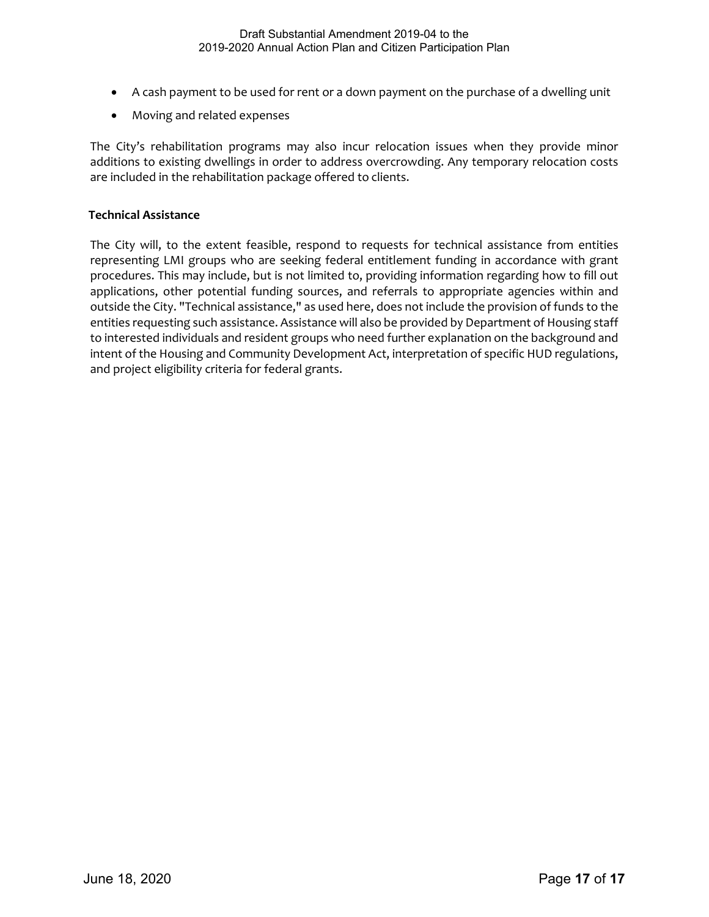- A cash payment to be used for rent or a down payment on the purchase of a dwelling unit
- Moving and related expenses

The City's rehabilitation programs may also incur relocation issues when they provide minor additions to existing dwellings in order to address overcrowding. Any temporary relocation costs are included in the rehabilitation package offered to clients.

**Technical Assistance**

The City will, to the extent feasible, respond to requests for technical assistance from entities representing LMI groups who are seeking federal entitlement funding in accordance with grant procedures. This may include, but is not limited to, providing information regarding how to fill out applications, other potential funding sources, and referrals to appropriate agencies within and outside the City. "Technical assistance," as used here, does not include the provision of funds to the entities requesting such assistance. Assistance will also be provided by Department of Housing staff to interested individuals and resident groups who need further explanation on the background and intent of the Housing and Community Development Act, interpretation of specific HUD regulations, and project eligibility criteria for federal grants.